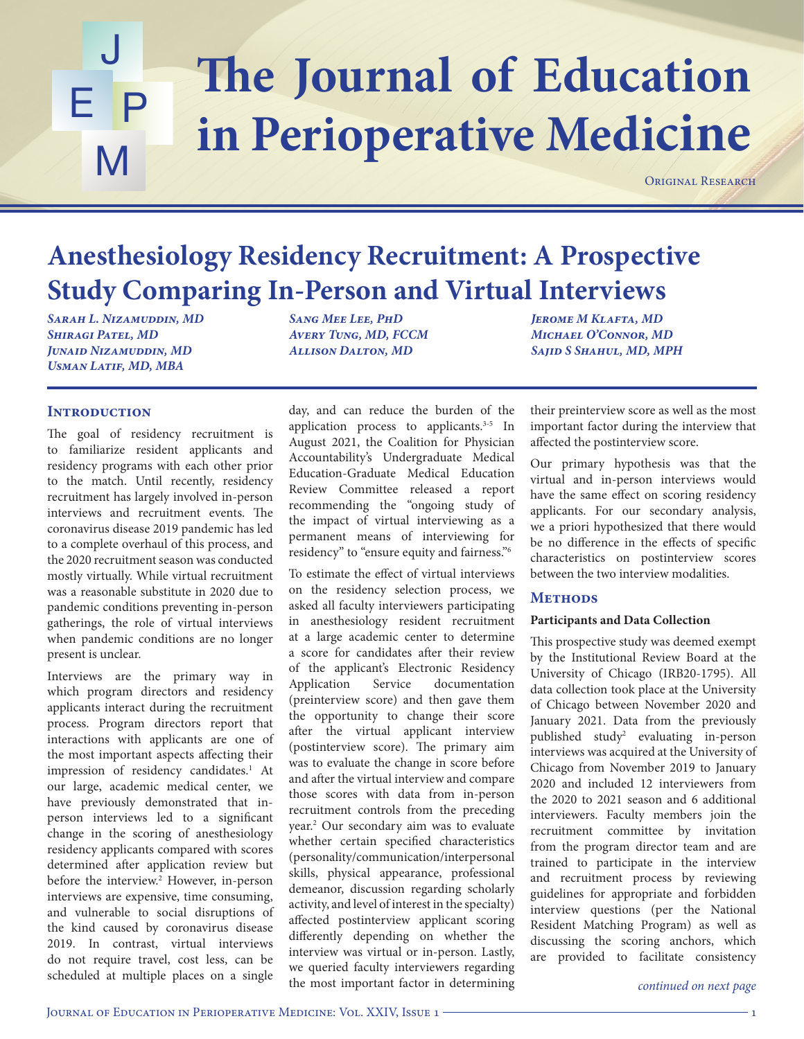Original Research

# Anesthesiology Residency Recruitment: A Prospective Study Comparing In-Person and Virtual Interviews

*Sarah L. Nizamuddin, MD*
*Shiragi Patel, MD*
*Junaid Nizamuddin, MD*
*Usman Latif, MD, MBA*
*Sang Mee Lee, PhD*
*Avery Tung, MD, FCCM*
*Allison Dalton, MD*
*Jerome M Klafta, MD*
*Michael O'Connor, MD*
*Sajid S Shahul, MD, MPH*

## Introduction

The goal of residency recruitment is to familiarize resident applicants and residency programs with each other prior to the match. Until recently, residency recruitment has largely involved in-person interviews and recruitment events. The coronavirus disease 2019 pandemic has led to a complete overhaul of this process, and the 2020 recruitment season was conducted mostly virtually. While virtual recruitment was a reasonable substitute in 2020 due to pandemic conditions preventing in-person gatherings, the role of virtual interviews when pandemic conditions are no longer present is unclear.

Interviews are the primary way in which program directors and residency applicants interact during the recruitment process. Program directors report that interactions with applicants are one of the most important aspects affecting their impression of residency candidates.[1] At our large, academic medical center, we have previously demonstrated that in-person interviews led to a significant change in the scoring of anesthesiology residency applicants compared with scores determined after application review but before the interview.[2] However, in-person interviews are expensive, time consuming, and vulnerable to social disruptions of the kind caused by coronavirus disease 2019. In contrast, virtual interviews do not require travel, cost less, can be scheduled at multiple places on a single day, and can reduce the burden of the application process to applicants.[3-5] In August 2021, the Coalition for Physician Accountability's Undergraduate Medical Education-Graduate Medical Education Review Committee released a report recommending the "ongoing study of the impact of virtual interviewing as a permanent means of interviewing for residency" to "ensure equity and fairness."[6]

To estimate the effect of virtual interviews on the residency selection process, we asked all faculty interviewers participating in anesthesiology resident recruitment at a large academic center to determine a score for candidates after their review of the applicant's Electronic Residency Application Service documentation (preinterview score) and then gave them the opportunity to change their score after the virtual applicant interview (postinterview score). The primary aim was to evaluate the change in score before and after the virtual interview and compare those scores with data from in-person recruitment controls from the preceding year.[2] Our secondary aim was to evaluate whether certain specified characteristics (personality/communication/interpersonal skills, physical appearance, professional demeanor, discussion regarding scholarly activity, and level of interest in the specialty) affected postinterview applicant scoring differently depending on whether the interview was virtual or in-person. Lastly, we queried faculty interviewers regarding the most important factor in determining their preinterview score as well as the most important factor during the interview that affected the postinterview score.

Our primary hypothesis was that the virtual and in-person interviews would have the same effect on scoring residency applicants. For our secondary analysis, we a priori hypothesized that there would be no difference in the effects of specific characteristics on postinterview scores between the two interview modalities.

## Methods

### Participants and Data Collection

This prospective study was deemed exempt by the Institutional Review Board at the University of Chicago (IRB20-1795). All data collection took place at the University of Chicago between November 2020 and January 2021. Data from the previously published study[2] evaluating in-person interviews was acquired at the University of Chicago from November 2019 to January 2020 and included 12 interviewers from the 2020 to 2021 season and 6 additional interviewers. Faculty members join the recruitment committee by invitation from the program director team and are trained to participate in the interview and recruitment process by reviewing guidelines for appropriate and forbidden interview questions (per the National Resident Matching Program) as well as discussing the scoring anchors, which are provided to facilitate consistency

*continued on next page*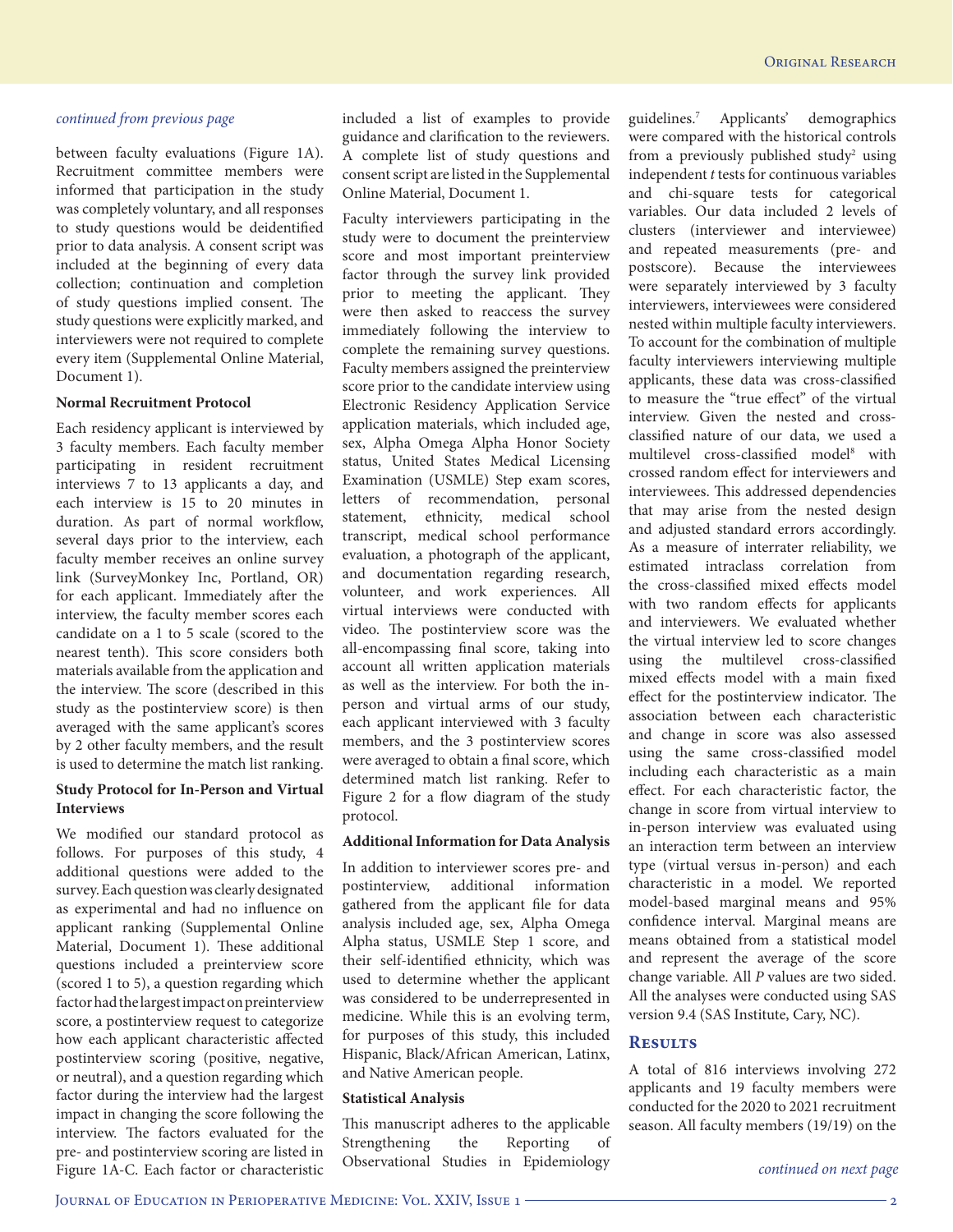*continued from previous page*

between faculty evaluations (Figure 1A). Recruitment committee members were informed that participation in the study was completely voluntary, and all responses to study questions would be deidentified prior to data analysis. A consent script was included at the beginning of every data collection; continuation and completion of study questions implied consent. The study questions were explicitly marked, and interviewers were not required to complete every item (Supplemental Online Material, Document 1).

**Normal Recruitment Protocol**

Each residency applicant is interviewed by 3 faculty members. Each faculty member participating in resident recruitment interviews 7 to 13 applicants a day, and each interview is 15 to 20 minutes in duration. As part of normal workflow, several days prior to the interview, each faculty member receives an online survey link (SurveyMonkey Inc, Portland, OR) for each applicant. Immediately after the interview, the faculty member scores each candidate on a 1 to 5 scale (scored to the nearest tenth). This score considers both materials available from the application and the interview. The score (described in this study as the postinterview score) is then averaged with the same applicant's scores by 2 other faculty members, and the result is used to determine the match list ranking.

**Study Protocol for In-Person and Virtual Interviews**

We modified our standard protocol as follows. For purposes of this study, 4 additional questions were added to the survey. Each question was clearly designated as experimental and had no influence on applicant ranking (Supplemental Online Material, Document 1). These additional questions included a preinterview score (scored 1 to 5), a question regarding which factor had the largest impact on preinterview score, a postinterview request to categorize how each applicant characteristic affected postinterview scoring (positive, negative, or neutral), and a question regarding which factor during the interview had the largest impact in changing the score following the interview. The factors evaluated for the pre- and postinterview scoring are listed in Figure 1A-C. Each factor or characteristic included a list of examples to provide guidance and clarification to the reviewers. A complete list of study questions and consent script are listed in the Supplemental Online Material, Document 1.

Faculty interviewers participating in the study were to document the preinterview score and most important preinterview factor through the survey link provided prior to meeting the applicant. They were then asked to reaccess the survey immediately following the interview to complete the remaining survey questions. Faculty members assigned the preinterview score prior to the candidate interview using Electronic Residency Application Service application materials, which included age, sex, Alpha Omega Alpha Honor Society status, United States Medical Licensing Examination (USMLE) Step exam scores, letters of recommendation, personal statement, ethnicity, medical school transcript, medical school performance evaluation, a photograph of the applicant, and documentation regarding research, volunteer, and work experiences. All virtual interviews were conducted with video. The postinterview score was the all-encompassing final score, taking into account all written application materials as well as the interview. For both the in-person and virtual arms of our study, each applicant interviewed with 3 faculty members, and the 3 postinterview scores were averaged to obtain a final score, which determined match list ranking. Refer to Figure 2 for a flow diagram of the study protocol.

**Additional Information for Data Analysis**

In addition to interviewer scores pre- and postinterview, additional information gathered from the applicant file for data analysis included age, sex, Alpha Omega Alpha status, USMLE Step 1 score, and their self-identified ethnicity, which was used to determine whether the applicant was considered to be underrepresented in medicine. While this is an evolving term, for purposes of this study, this included Hispanic, Black/African American, Latinx, and Native American people.

**Statistical Analysis**

This manuscript adheres to the applicable Strengthening the Reporting of Observational Studies in Epidemiology guidelines.[7] Applicants' demographics were compared with the historical controls from a previously published study[2] using independent *t* tests for continuous variables and chi-square tests for categorical variables. Our data included 2 levels of clusters (interviewer and interviewee) and repeated measurements (pre- and postscore). Because the interviewees were separately interviewed by 3 faculty interviewers, interviewees were considered nested within multiple faculty interviewers. To account for the combination of multiple faculty interviewers interviewing multiple applicants, these data was cross-classified to measure the "true effect" of the virtual interview. Given the nested and cross-classified nature of our data, we used a multilevel cross-classified model[8] with crossed random effect for interviewers and interviewees. This addressed dependencies that may arise from the nested design and adjusted standard errors accordingly. As a measure of interrater reliability, we estimated intraclass correlation from the cross-classified mixed effects model with two random effects for applicants and interviewers. We evaluated whether the virtual interview led to score changes using the multilevel cross-classified mixed effects model with a main fixed effect for the postinterview indicator. The association between each characteristic and change in score was also assessed using the same cross-classified model including each characteristic as a main effect. For each characteristic factor, the change in score from virtual interview to in-person interview was evaluated using an interaction term between an interview type (virtual versus in-person) and each characteristic in a model. We reported model-based marginal means and 95% confidence interval. Marginal means are means obtained from a statistical model and represent the average of the score change variable. All *P* values are two sided. All the analyses were conducted using SAS version 9.4 (SAS Institute, Cary, NC).

## Results

A total of 816 interviews involving 272 applicants and 19 faculty members were conducted for the 2020 to 2021 recruitment season. All faculty members (19/19) on the

*continued on next page*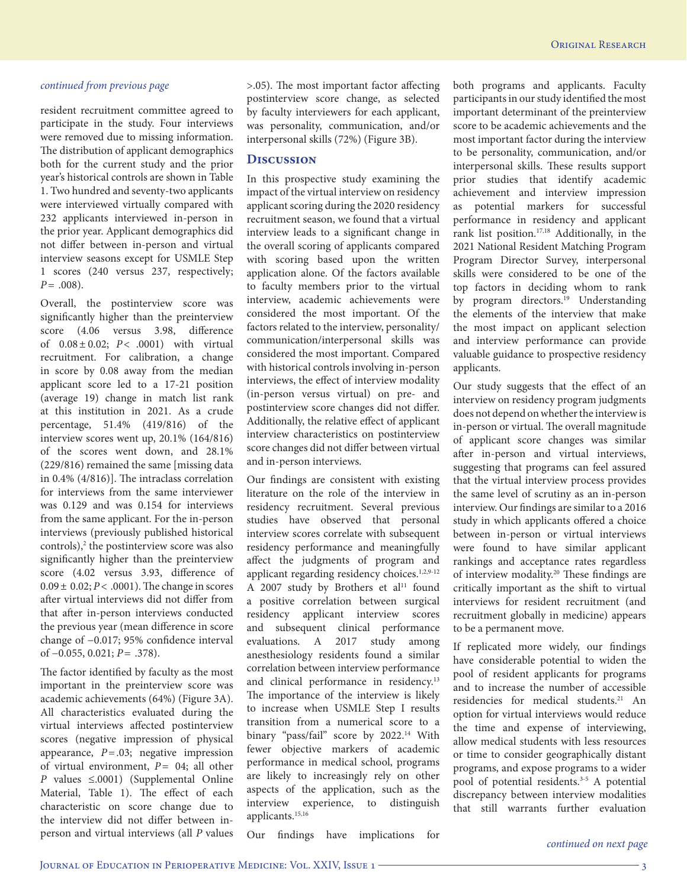*continued from previous page*

resident recruitment committee agreed to participate in the study. Four interviews were removed due to missing information. The distribution of applicant demographics both for the current study and the prior year's historical controls are shown in Table 1. Two hundred and seventy-two applicants were interviewed virtually compared with 232 applicants interviewed in-person in the prior year. Applicant demographics did not differ between in-person and virtual interview seasons except for USMLE Step 1 scores (240 versus 237, respectively; $P = .008$).

Overall, the postinterview score was significantly higher than the preinterview score (4.06 versus 3.98, difference of $0.08 \pm 0.02$; $P < .0001$) with virtual recruitment. For calibration, a change in score by 0.08 away from the median applicant score led to a 17-21 position (average 19) change in match list rank at this institution in 2021. As a crude percentage, 51.4% (419/816) of the interview scores went up, 20.1% (164/816) of the scores went down, and 28.1% (229/816) remained the same [missing data in 0.4% (4/816)]. The intraclass correlation for interviews from the same interviewer was 0.129 and was 0.154 for interviews from the same applicant. For the in-person interviews (previously published historical controls),[2] the postinterview score was also significantly higher than the preinterview score (4.02 versus 3.93, difference of $0.09 \pm 0.02$; $P < .0001$). The change in scores after virtual interviews did not differ from that after in-person interviews conducted the previous year (mean difference in score change of −0.017; 95% confidence interval of −0.055, 0.021; $P = .378$).

The factor identified by faculty as the most important in the preinterview score was academic achievements (64%) (Figure 3A). All characteristics evaluated during the virtual interviews affected postinterview scores (negative impression of physical appearance, $P = .03$; negative impression of virtual environment, $P = 04$; all other $P$ values $\leq .0001$) (Supplemental Online Material, Table 1). The effect of each characteristic on score change due to the interview did not differ between in-person and virtual interviews (all $P$ values $> .05$). The most important factor affecting postinterview score change, as selected by faculty interviewers for each applicant, was personality, communication, and/or interpersonal skills (72%) (Figure 3B).

## Discussion

In this prospective study examining the impact of the virtual interview on residency applicant scoring during the 2020 residency recruitment season, we found that a virtual interview leads to a significant change in the overall scoring of applicants compared with scoring based upon the written application alone. Of the factors available to faculty members prior to the virtual interview, academic achievements were considered the most important. Of the factors related to the interview, personality/communication/interpersonal skills was considered the most important. Compared with historical controls involving in-person interviews, the effect of interview modality (in-person versus virtual) on pre- and postinterview score changes did not differ. Additionally, the relative effect of applicant interview characteristics on postinterview score changes did not differ between virtual and in-person interviews.

Our findings are consistent with existing literature on the role of the interview in residency recruitment. Several previous studies have observed that personal interview scores correlate with subsequent residency performance and meaningfully affect the judgments of program and applicant regarding residency choices.[1,2,9-12] A 2007 study by Brothers et al[11] found a positive correlation between surgical residency applicant interview scores and subsequent clinical performance evaluations. A 2017 study among anesthesiology residents found a similar correlation between interview performance and clinical performance in residency.[13] The importance of the interview is likely to increase when USMLE Step I results transition from a numerical score to a binary "pass/fail" score by 2022.[14] With fewer objective markers of academic performance in medical school, programs are likely to increasingly rely on other aspects of the application, such as the interview experience, to distinguish applicants.[15,16]

Our findings have implications for both programs and applicants. Faculty participants in our study identified the most important determinant of the preinterview score to be academic achievements and the most important factor during the interview to be personality, communication, and/or interpersonal skills. These results support prior studies that identify academic achievement and interview impression as potential markers for successful performance in residency and applicant rank list position.[17,18] Additionally, in the 2021 National Resident Matching Program Program Director Survey, interpersonal skills were considered to be one of the top factors in deciding whom to rank by program directors.[19] Understanding the elements of the interview that make the most impact on applicant selection and interview performance can provide valuable guidance to prospective residency applicants.

Our study suggests that the effect of an interview on residency program judgments does not depend on whether the interview is in-person or virtual. The overall magnitude of applicant score changes was similar after in-person and virtual interviews, suggesting that programs can feel assured that the virtual interview process provides the same level of scrutiny as an in-person interview. Our findings are similar to a 2016 study in which applicants offered a choice between in-person or virtual interviews were found to have similar applicant rankings and acceptance rates regardless of interview modality.[20] These findings are critically important as the shift to virtual interviews for resident recruitment (and recruitment globally in medicine) appears to be a permanent move.

If replicated more widely, our findings have considerable potential to widen the pool of resident applicants for programs and to increase the number of accessible residencies for medical students.[21] An option for virtual interviews would reduce the time and expense of interviewing, allow medical students with less resources or time to consider geographically distant programs, and expose programs to a wider pool of potential residents.[3-5] A potential discrepancy between interview modalities that still warrants further evaluation

*continued on next page*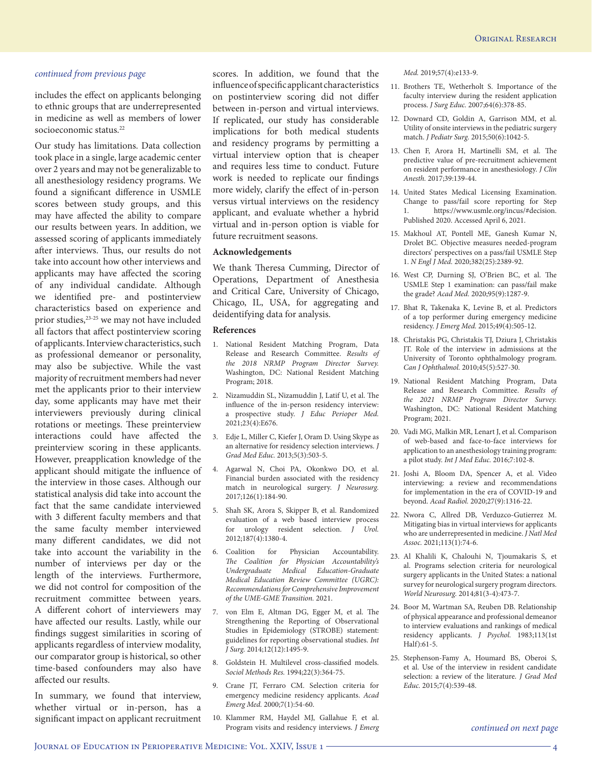*continued from previous page*

includes the effect on applicants belonging to ethnic groups that are underrepresented in medicine as well as members of lower socioeconomic status.[22]

Our study has limitations. Data collection took place in a single, large academic center over 2 years and may not be generalizable to all anesthesiology residency programs. We found a significant difference in USMLE scores between study groups, and this may have affected the ability to compare our results between years. In addition, we assessed scoring of applicants immediately after interviews. Thus, our results do not take into account how other interviews and applicants may have affected the scoring of any individual candidate. Although we identified pre- and postinterview characteristics based on experience and prior studies,[23-25] we may not have included all factors that affect postinterview scoring of applicants. Interview characteristics, such as professional demeanor or personality, may also be subjective. While the vast majority of recruitment members had never met the applicants prior to their interview day, some applicants may have met their interviewers previously during clinical rotations or meetings. These preinterview interactions could have affected the preinterview scoring in these applicants. However, preapplication knowledge of the applicant should mitigate the influence of the interview in those cases. Although our statistical analysis did take into account the fact that the same candidate interviewed with 3 different faculty members and that the same faculty member interviewed many different candidates, we did not take into account the variability in the number of interviews per day or the length of the interviews. Furthermore, we did not control for composition of the recruitment committee between years. A different cohort of interviewers may have affected our results. Lastly, while our findings suggest similarities in scoring of applicants regardless of interview modality, our comparator group is historical, so other time-based confounders may also have affected our results.

In summary, we found that interview, whether virtual or in-person, has a significant impact on applicant recruitment scores. In addition, we found that the influence of specific applicant characteristics on postinterview scoring did not differ between in-person and virtual interviews. If replicated, our study has considerable implications for both medical students and residency programs by permitting a virtual interview option that is cheaper and requires less time to conduct. Future work is needed to replicate our findings more widely, clarify the effect of in-person versus virtual interviews on the residency applicant, and evaluate whether a hybrid virtual and in-person option is viable for future recruitment seasons.

## Acknowledgements

We thank Theresa Cumming, Director of Operations, Department of Anesthesia and Critical Care, University of Chicago, Chicago, IL, USA, for aggregating and deidentifying data for analysis.

## References

1. National Resident Matching Program, Data Release and Research Committee. *Results of the 2018 NRMP Program Director Survey.* Washington, DC: National Resident Matching Program; 2018.
2. Nizamuddin SL, Nizamuddin J, Latif U, et al. The influence of the in-person residency interview: a prospective study. *J Educ Perioper Med.* 2021;23(4):E676.
3. Edje L, Miller C, Kiefer J, Oram D. Using Skype as an alternative for residency selection interviews. *J Grad Med Educ.* 2013;5(3):503-5.
4. Agarwal N, Choi PA, Okonkwo DO, et al. Financial burden associated with the residency match in neurological surgery. *J Neurosurg.* 2017;126(1):184-90.
5. Shah SK, Arora S, Skipper B, et al. Randomized evaluation of a web based interview process for urology resident selection. *J Urol.* 2012;187(4):1380-4.
6. Coalition for Physician Accountability. *The Coalition for Physician Accountability's Undergraduate Medical Education-Graduate Medical Education Review Committee (UGRC): Recommendations for Comprehensive Improvement of the UME-GME Transition.* 2021.
7. von Elm E, Altman DG, Egger M, et al. The Strengthening the Reporting of Observational Studies in Epidemiology (STROBE) statement: guidelines for reporting observational studies. *Int J Surg.* 2014;12(12):1495-9.
8. Goldstein H. Multilevel cross-classified models. *Sociol Methods Res.* 1994;22(3):364-75.
9. Crane JT, Ferraro CM. Selection criteria for emergency medicine residency applicants. *Acad Emerg Med.* 2000;7(1):54-60.
10. Klammer RM, Haydel MJ, Gallahue F, et al. Program visits and residency interviews. *J Emerg Med.* 2019;57(4):e133-9.
11. Brothers TE, Wetherholt S. Importance of the faculty interview during the resident application process. *J Surg Educ.* 2007;64(6):378-85.
12. Downard CD, Goldin A, Garrison MM, et al. Utility of onsite interviews in the pediatric surgery match. *J Pediatr Surg.* 2015;50(6):1042-5.
13. Chen F, Arora H, Martinelli SM, et al. The predictive value of pre-recruitment achievement on resident performance in anesthesiology. *J Clin Anesth.* 2017;39:139-44.
14. United States Medical Licensing Examination. Change to pass/fail score reporting for Step 1. https://www.usmle.org/incus/#decision. Published 2020. Accessed April 6, 2021.
15. Makhoul AT, Pontell ME, Ganesh Kumar N, Drolet BC. Objective measures needed-program directors' perspectives on a pass/fail USMLE Step 1. *N Engl J Med.* 2020;382(25):2389-92.
16. West CP, Durning SJ, O'Brien BC, et al. The USMLE Step 1 examination: can pass/fail make the grade? *Acad Med.* 2020;95(9):1287-9.
17. Bhat R, Takenaka K, Levine B, et al. Predictors of a top performer during emergency medicine residency. *J Emerg Med.* 2015;49(4):505-12.
18. Christakis PG, Christakis TJ, Dziura J, Christakis JT. Role of the interview in admissions at the University of Toronto ophthalmology program. *Can J Ophthalmol.* 2010;45(5):527-30.
19. National Resident Matching Program, Data Release and Research Committee. *Results of the 2021 NRMP Program Director Survey.* Washington, DC: National Resident Matching Program; 2021.
20. Vadi MG, Malkin MR, Lenart J, et al. Comparison of web-based and face-to-face interviews for application to an anesthesiology training program: a pilot study. *Int J Med Educ.* 2016;7:102-8.
21. Joshi A, Bloom DA, Spencer A, et al. Video interviewing: a review and recommendations for implementation in the era of COVID-19 and beyond. *Acad Radiol.* 2020;27(9):1316-22.
22. Nwora C, Allred DB, Verduzco-Gutierrez M. Mitigating bias in virtual interviews for applicants who are underrepresented in medicine. *J Natl Med Assoc.* 2021;113(1):74-6.
23. Al Khalili K, Chalouhi N, Tjoumakaris S, et al. Programs selection criteria for neurological surgery applicants in the United States: a national survey for neurological surgery program directors. *World Neurosurg.* 2014;81(3-4):473-7.
24. Boor M, Wartman SA, Reuben DB. Relationship of physical appearance and professional demeanor to interview evaluations and rankings of medical residency applicants. *J Psychol.* 1983;113(1st Half):61-5.
25. Stephenson-Famy A, Houmard BS, Oberoi S, et al. Use of the interview in resident candidate selection: a review of the literature. *J Grad Med Educ.* 2015;7(4):539-48.

*continued on next page*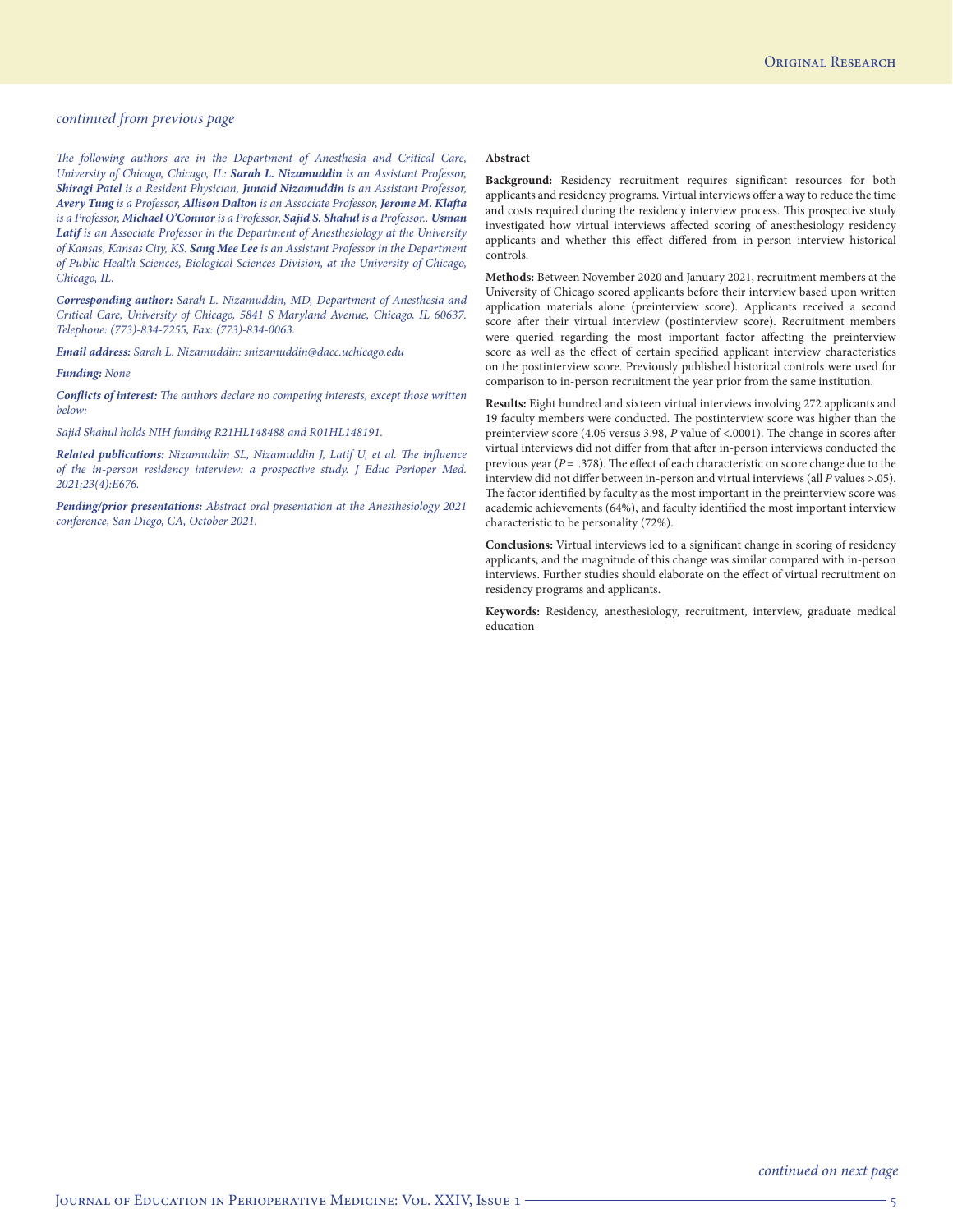*continued from previous page*

*The following authors are in the Department of Anesthesia and Critical Care, University of Chicago, Chicago, IL:* ***Sarah L. Nizamuddin*** *is an Assistant Professor,* ***Shiragi Patel*** *is a Resident Physician,* ***Junaid Nizamuddin*** *is an Assistant Professor,* ***Avery Tung*** *is a Professor,* ***Allison Dalton*** *is an Associate Professor,* ***Jerome M. Klafta*** *is a Professor,* ***Michael O'Connor*** *is a Professor,* ***Sajid S. Shahul*** *is a Professor..* ***Usman Latif*** *is an Associate Professor in the Department of Anesthesiology at the University of Kansas, Kansas City, KS.* ***Sang Mee Lee*** *is an Assistant Professor in the Department of Public Health Sciences, Biological Sciences Division, at the University of Chicago, Chicago, IL.*

***Corresponding author:*** *Sarah L. Nizamuddin, MD, Department of Anesthesia and Critical Care, University of Chicago, 5841 S Maryland Avenue, Chicago, IL 60637. Telephone: (773)-834-7255, Fax: (773)-834-0063.*

***Email address:*** *Sarah L. Nizamuddin: snizamuddin@dacc.uchicago.edu*

***Funding:*** *None*

***Conflicts of interest:*** *The authors declare no competing interests, except those written below:*

*Sajid Shahul holds NIH funding R21HL148488 and R01HL148191.*

***Related publications:*** *Nizamuddin SL, Nizamuddin J, Latif U, et al. The influence of the in-person residency interview: a prospective study. J Educ Perioper Med. 2021;23(4):E676.*

***Pending/prior presentations:*** *Abstract oral presentation at the Anesthesiology 2021 conference, San Diego, CA, October 2021.*

**Abstract**

**Background:** Residency recruitment requires significant resources for both applicants and residency programs. Virtual interviews offer a way to reduce the time and costs required during the residency interview process. This prospective study investigated how virtual interviews affected scoring of anesthesiology residency applicants and whether this effect differed from in-person interview historical controls.

**Methods:** Between November 2020 and January 2021, recruitment members at the University of Chicago scored applicants before their interview based upon written application materials alone (preinterview score). Applicants received a second score after their virtual interview (postinterview score). Recruitment members were queried regarding the most important factor affecting the preinterview score as well as the effect of certain specified applicant interview characteristics on the postinterview score. Previously published historical controls were used for comparison to in-person recruitment the year prior from the same institution.

**Results:** Eight hundred and sixteen virtual interviews involving 272 applicants and 19 faculty members were conducted. The postinterview score was higher than the preinterview score (4.06 versus 3.98, *P* value of <.0001). The change in scores after virtual interviews did not differ from that after in-person interviews conducted the previous year (*P* = .378). The effect of each characteristic on score change due to the interview did not differ between in-person and virtual interviews (all *P* values >.05). The factor identified by faculty as the most important in the preinterview score was academic achievements (64%), and faculty identified the most important interview characteristic to be personality (72%).

**Conclusions:** Virtual interviews led to a significant change in scoring of residency applicants, and the magnitude of this change was similar compared with in-person interviews. Further studies should elaborate on the effect of virtual recruitment on residency programs and applicants.

**Keywords:** Residency, anesthesiology, recruitment, interview, graduate medical education

*continued on next page*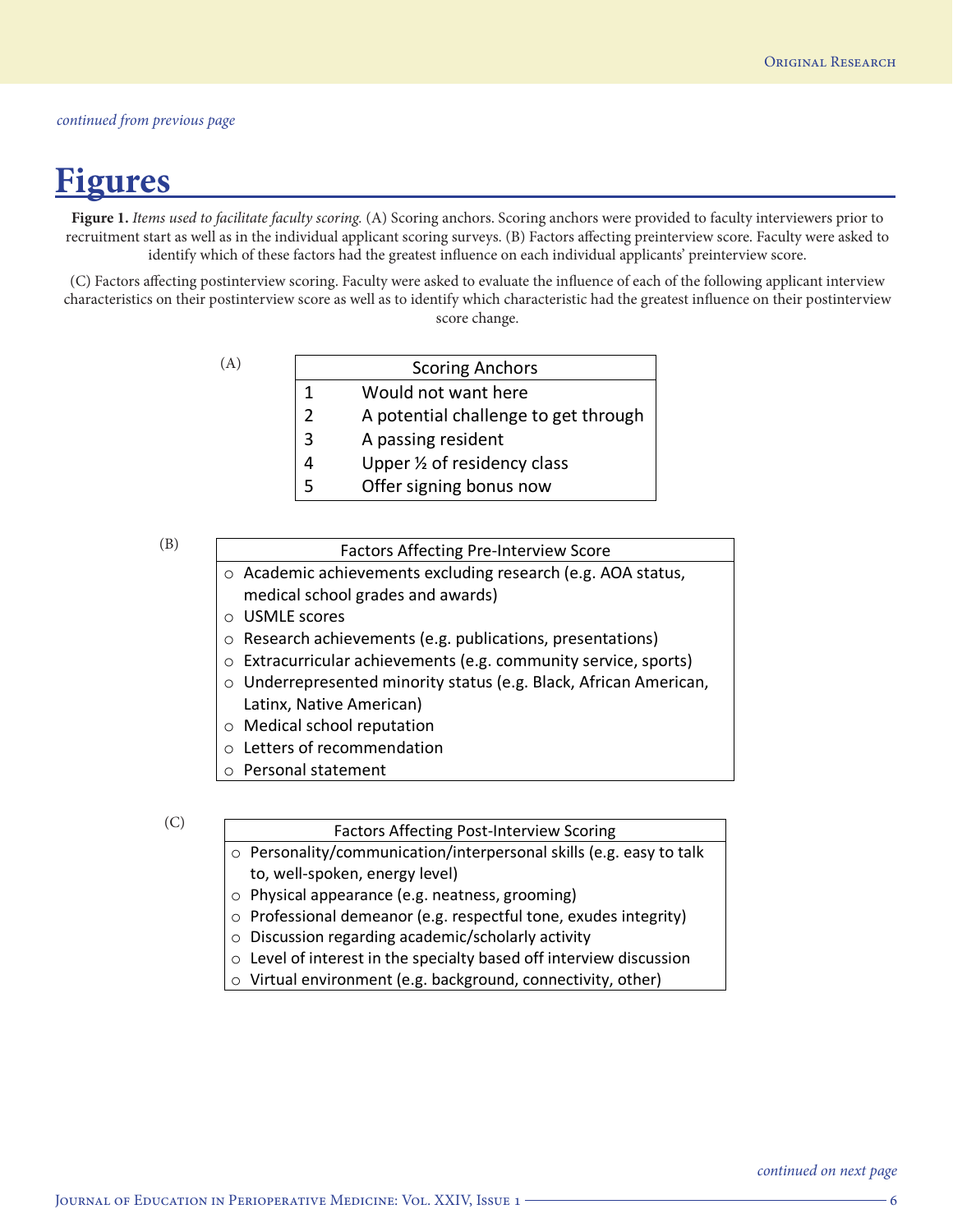*continued from previous page*

# Figures

**Figure 1.** *Items used to facilitate faculty scoring.* (A) Scoring anchors. Scoring anchors were provided to faculty interviewers prior to recruitment start as well as in the individual applicant scoring surveys. (B) Factors affecting preinterview score. Faculty were asked to identify which of these factors had the greatest influence on each individual applicants' preinterview score.

(C) Factors affecting postinterview scoring. Faculty were asked to evaluate the influence of each of the following applicant interview characteristics on their postinterview score as well as to identify which characteristic had the greatest influence on their postinterview score change.

(A)

| Scoring Anchors | |
|---|---|
| 1 | Would not want here |
| 2 | A potential challenge to get through |
| 3 | A passing resident |
| 4 | Upper ½ of residency class |
| 5 | Offer signing bonus now |

(B)

| Factors Affecting Pre-Interview Score |
|---|
| ○ Academic achievements excluding research (e.g. AOA status, medical school grades and awards) |
| ○ USMLE scores |
| ○ Research achievements (e.g. publications, presentations) |
| ○ Extracurricular achievements (e.g. community service, sports) |
| ○ Underrepresented minority status (e.g. Black, African American, Latinx, Native American) |
| ○ Medical school reputation |
| ○ Letters of recommendation |
| ○ Personal statement |

(C)

| Factors Affecting Post-Interview Scoring |
|---|
| ○ Personality/communication/interpersonal skills (e.g. easy to talk to, well-spoken, energy level) |
| ○ Physical appearance (e.g. neatness, grooming) |
| ○ Professional demeanor (e.g. respectful tone, exudes integrity) |
| ○ Discussion regarding academic/scholarly activity |
| ○ Level of interest in the specialty based off interview discussion |
| ○ Virtual environment (e.g. background, connectivity, other) |

*continued on next page*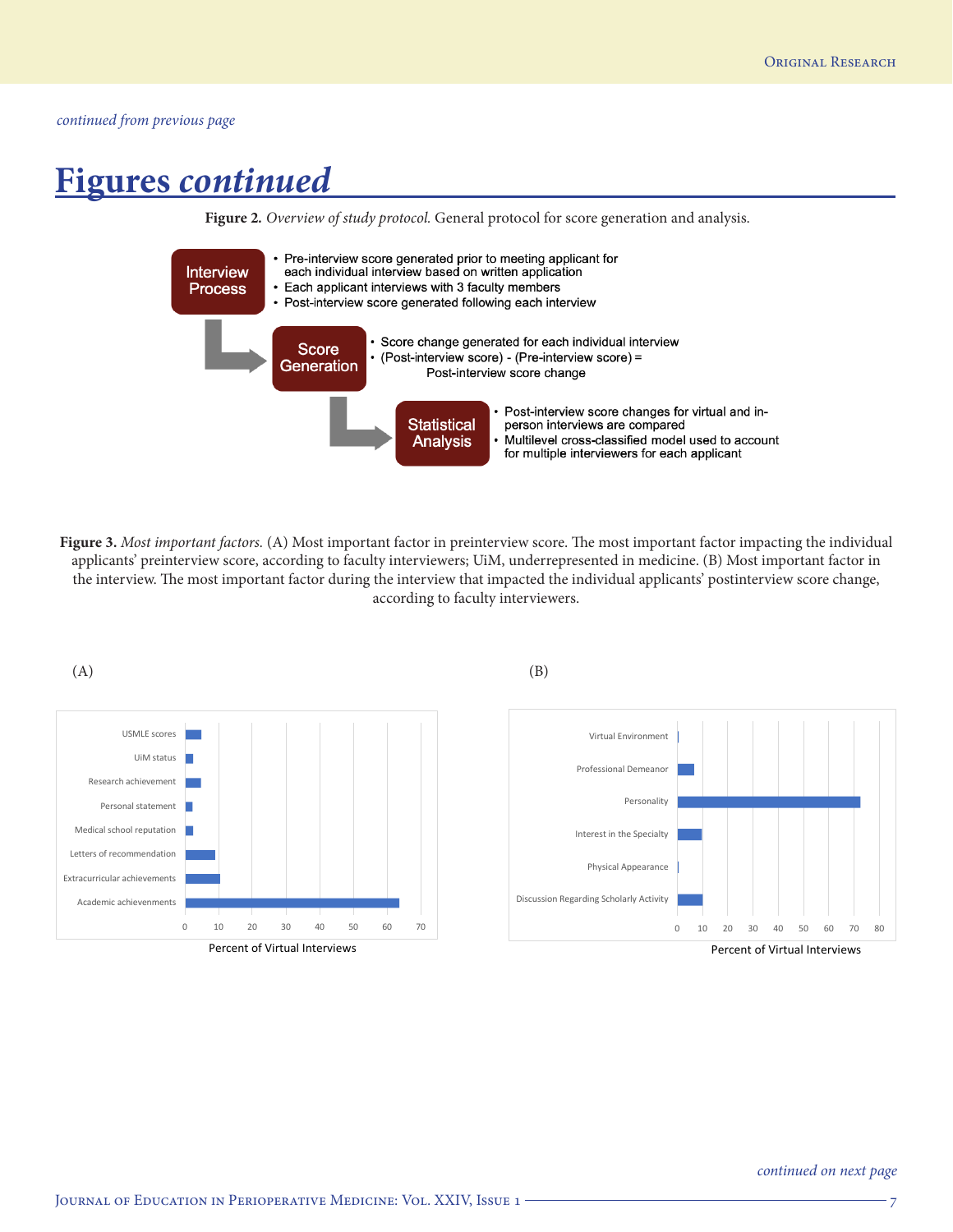*continued from previous page*

# Figures *continued*

**Figure 2.** *Overview of study protocol.* General protocol for score generation and analysis.

**Interview Process**

- Pre-interview score generated prior to meeting applicant for each individual interview based on written application
- Each applicant interviews with 3 faculty members
- Post-interview score generated following each interview

**Score Generation**

- Score change generated for each individual interview
- (Post-interview score) - (Pre-interview score) = Post-interview score change

**Statistical Analysis**

- Post-interview score changes for virtual and in-person interviews are compared
- Multilevel cross-classified model used to account for multiple interviewers for each applicant

**Figure 3.** *Most important factors.* (A) Most important factor in preinterview score. The most important factor impacting the individual applicants' preinterview score, according to faculty interviewers; UiM, underrepresented in medicine. (B) Most important factor in the interview. The most important factor during the interview that impacted the individual applicants' postinterview score change, according to faculty interviewers.

(A)

(B)

*continued on next page*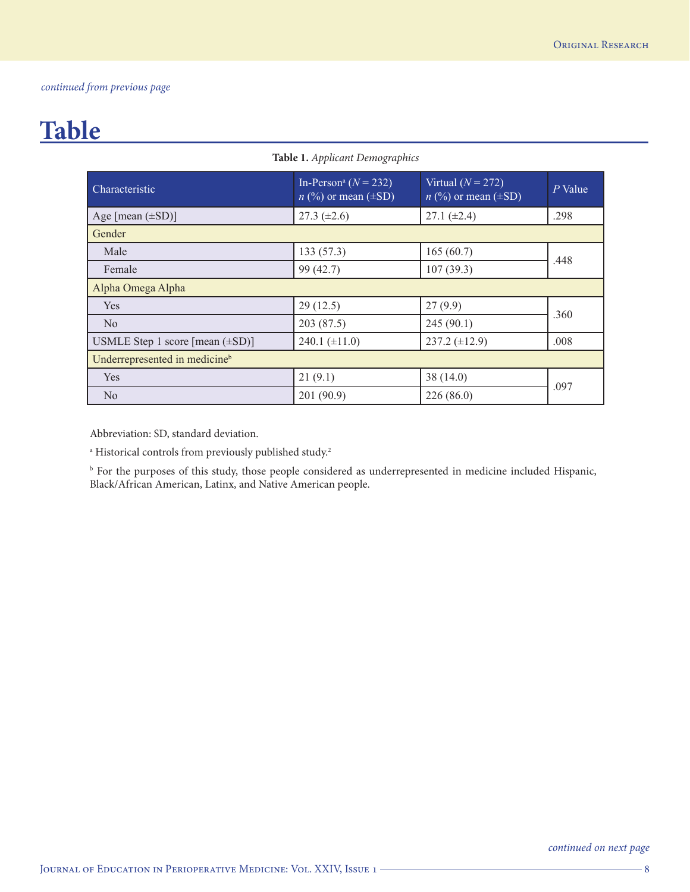*continued from previous page*

# Table

**Table 1.** *Applicant Demographics*

| Characteristic | In-Person[a] (*N* = 232) *n* (%) or mean (±SD) | Virtual (*N* = 272) *n* (%) or mean (±SD) | *P* Value |
|---|---|---|---|
| Age [mean (±SD)] | 27.3 (±2.6) | 27.1 (±2.4) | .298 |
| Gender | | | |
| Male | 133 (57.3) | 165 (60.7) | .448 |
| Female | 99 (42.7) | 107 (39.3) | |
| Alpha Omega Alpha | | | |
| Yes | 29 (12.5) | 27 (9.9) | .360 |
| No | 203 (87.5) | 245 (90.1) | |
| USMLE Step 1 score [mean (±SD)] | 240.1 (±11.0) | 237.2 (±12.9) | .008 |
| Underrepresented in medicine[b] | | | |
| Yes | 21 (9.1) | 38 (14.0) | .097 |
| No | 201 (90.9) | 226 (86.0) | |

Abbreviation: SD, standard deviation.

[a] Historical controls from previously published study.[2]

[b] For the purposes of this study, those people considered as underrepresented in medicine included Hispanic, Black/African American, Latinx, and Native American people.

*continued on next page*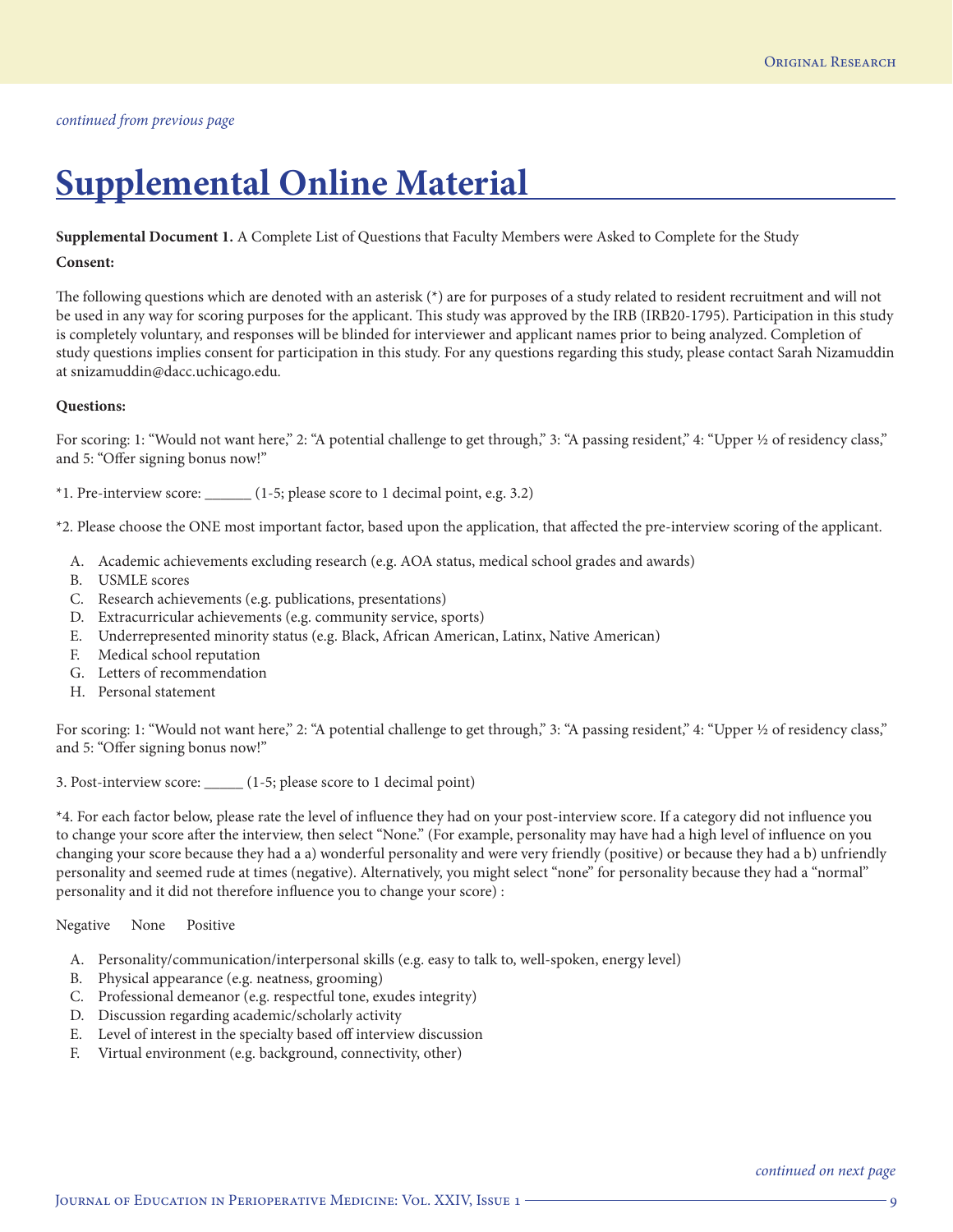*continued from previous page*

# Supplemental Online Material

**Supplemental Document 1.** A Complete List of Questions that Faculty Members were Asked to Complete for the Study

**Consent:**

The following questions which are denoted with an asterisk (*) are for purposes of a study related to resident recruitment and will not be used in any way for scoring purposes for the applicant. This study was approved by the IRB (IRB20-1795). Participation in this study is completely voluntary, and responses will be blinded for interviewer and applicant names prior to being analyzed. Completion of study questions implies consent for participation in this study. For any questions regarding this study, please contact Sarah Nizamuddin at snizamuddin@dacc.uchicago.edu.

**Questions:**

For scoring: 1: "Would not want here," 2: "A potential challenge to get through," 3: "A passing resident," 4: "Upper ½ of residency class," and 5: "Offer signing bonus now!"

*1. Pre-interview score: ______ (1-5; please score to 1 decimal point, e.g. 3.2)

*2. Please choose the ONE most important factor, based upon the application, that affected the pre-interview scoring of the applicant.

A. Academic achievements excluding research (e.g. AOA status, medical school grades and awards)
B. USMLE scores
C. Research achievements (e.g. publications, presentations)
D. Extracurricular achievements (e.g. community service, sports)
E. Underrepresented minority status (e.g. Black, African American, Latinx, Native American)
F. Medical school reputation
G. Letters of recommendation
H. Personal statement

For scoring: 1: "Would not want here," 2: "A potential challenge to get through," 3: "A passing resident," 4: "Upper ½ of residency class," and 5: "Offer signing bonus now!"

3. Post-interview score: _____ (1-5; please score to 1 decimal point)

*4. For each factor below, please rate the level of influence they had on your post-interview score. If a category did not influence you to change your score after the interview, then select "None." (For example, personality may have had a high level of influence on you changing your score because they had a a) wonderful personality and were very friendly (positive) or because they had a b) unfriendly personality and seemed rude at times (negative). Alternatively, you might select "none" for personality because they had a "normal" personality and it did not therefore influence you to change your score) :

Negative None Positive

A. Personality/communication/interpersonal skills (e.g. easy to talk to, well-spoken, energy level)
B. Physical appearance (e.g. neatness, grooming)
C. Professional demeanor (e.g. respectful tone, exudes integrity)
D. Discussion regarding academic/scholarly activity
E. Level of interest in the specialty based off interview discussion
F. Virtual environment (e.g. background, connectivity, other)

*continued on next page*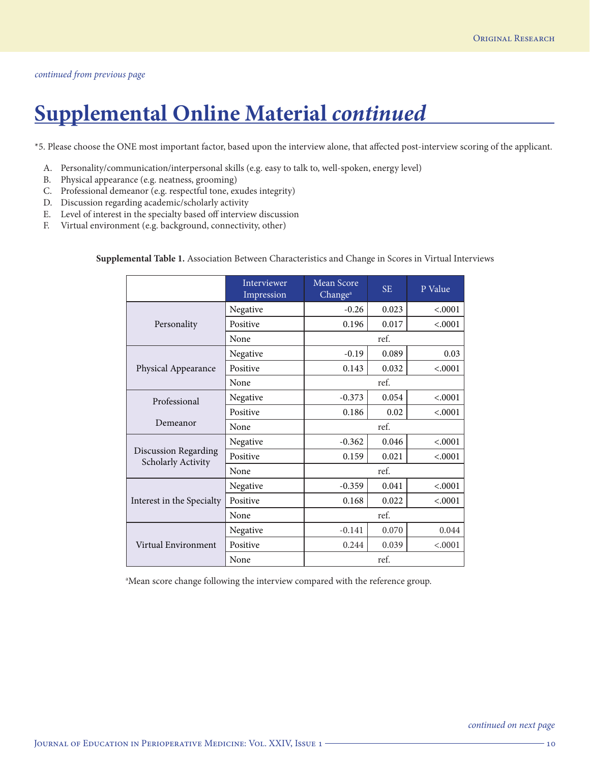*continued from previous page*

# Supplemental Online Material *continued*

*5. Please choose the ONE most important factor, based upon the interview alone, that affected post-interview scoring of the applicant.

A. Personality/communication/interpersonal skills (e.g. easy to talk to, well-spoken, energy level)
B. Physical appearance (e.g. neatness, grooming)
C. Professional demeanor (e.g. respectful tone, exudes integrity)
D. Discussion regarding academic/scholarly activity
E. Level of interest in the specialty based off interview discussion
F. Virtual environment (e.g. background, connectivity, other)

**Supplemental Table 1.** Association Between Characteristics and Change in Scores in Virtual Interviews

| | Interviewer Impression | Mean Score Change[a] | SE | P Value |
|---|---|---|---|---|
| Personality | Negative | -0.26 | 0.023 | <.0001 |
| | Positive | 0.196 | 0.017 | <.0001 |
| | None | ref. | | |
| Physical Appearance | Negative | -0.19 | 0.089 | 0.03 |
| | Positive | 0.143 | 0.032 | <.0001 |
| | None | ref. | | |
| Professional Demeanor | Negative | -0.373 | 0.054 | <.0001 |
| | Positive | 0.186 | 0.02 | <.0001 |
| | None | ref. | | |
| Discussion Regarding Scholarly Activity | Negative | -0.362 | 0.046 | <.0001 |
| | Positive | 0.159 | 0.021 | <.0001 |
| | None | ref. | | |
| Interest in the Specialty | Negative | -0.359 | 0.041 | <.0001 |
| | Positive | 0.168 | 0.022 | <.0001 |
| | None | ref. | | |
| Virtual Environment | Negative | -0.141 | 0.070 | 0.044 |
| | Positive | 0.244 | 0.039 | <.0001 |
| | None | ref. | | |

[a]Mean score change following the interview compared with the reference group.

*continued on next page*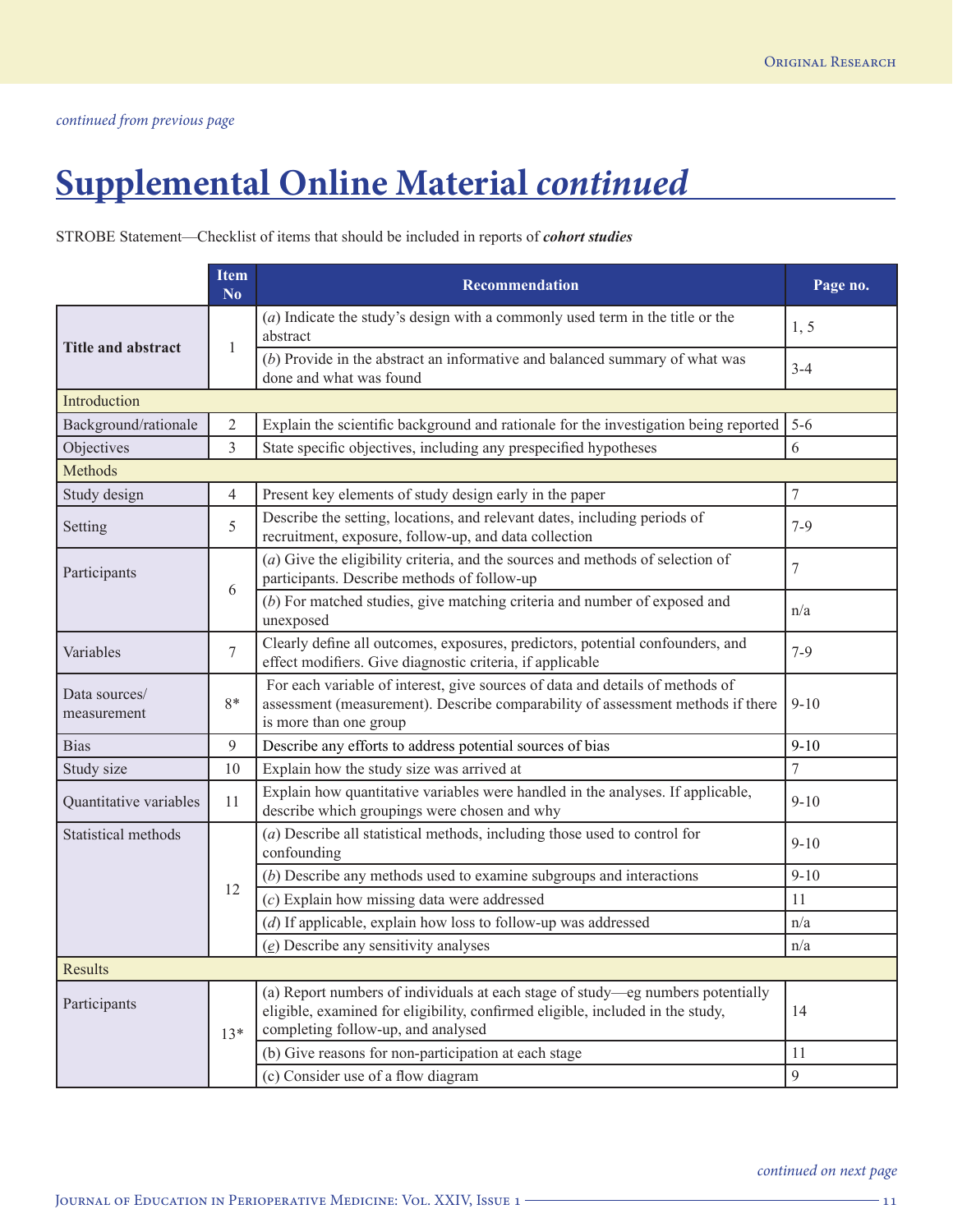*continued from previous page*

# Supplemental Online Material *continued*

STROBE Statement—Checklist of items that should be included in reports of ***cohort studies***

| | Item No | Recommendation | Page no. |
|---|---|---|---|
| **Title and abstract** | 1 | (*a*) Indicate the study's design with a commonly used term in the title or the abstract | 1, 5 |
| | | (*b*) Provide in the abstract an informative and balanced summary of what was done and what was found | 3-4 |
| Introduction | | | |
| Background/rationale | 2 | Explain the scientific background and rationale for the investigation being reported | 5-6 |
| Objectives | 3 | State specific objectives, including any prespecified hypotheses | 6 |
| Methods | | | |
| Study design | 4 | Present key elements of study design early in the paper | 7 |
| Setting | 5 | Describe the setting, locations, and relevant dates, including periods of recruitment, exposure, follow-up, and data collection | 7-9 |
| Participants | 6 | (*a*) Give the eligibility criteria, and the sources and methods of selection of participants. Describe methods of follow-up | 7 |
| | | (*b*) For matched studies, give matching criteria and number of exposed and unexposed | n/a |
| Variables | 7 | Clearly define all outcomes, exposures, predictors, potential confounders, and effect modifiers. Give diagnostic criteria, if applicable | 7-9 |
| Data sources/ measurement | 8* | For each variable of interest, give sources of data and details of methods of assessment (measurement). Describe comparability of assessment methods if there is more than one group | 9-10 |
| Bias | 9 | Describe any efforts to address potential sources of bias | 9-10 |
| Study size | 10 | Explain how the study size was arrived at | 7 |
| Quantitative variables | 11 | Explain how quantitative variables were handled in the analyses. If applicable, describe which groupings were chosen and why | 9-10 |
| Statistical methods | 12 | (*a*) Describe all statistical methods, including those used to control for confounding | 9-10 |
| | | (*b*) Describe any methods used to examine subgroups and interactions | 9-10 |
| | | (*c*) Explain how missing data were addressed | 11 |
| | | (*d*) If applicable, explain how loss to follow-up was addressed | n/a |
| | | (*e*) Describe any sensitivity analyses | n/a |
| Results | | | |
| Participants | 13* | (a) Report numbers of individuals at each stage of study—eg numbers potentially eligible, examined for eligibility, confirmed eligible, included in the study, completing follow-up, and analysed | 14 |
| | | (b) Give reasons for non-participation at each stage | 11 |
| | | (c) Consider use of a flow diagram | 9 |

*continued on next page*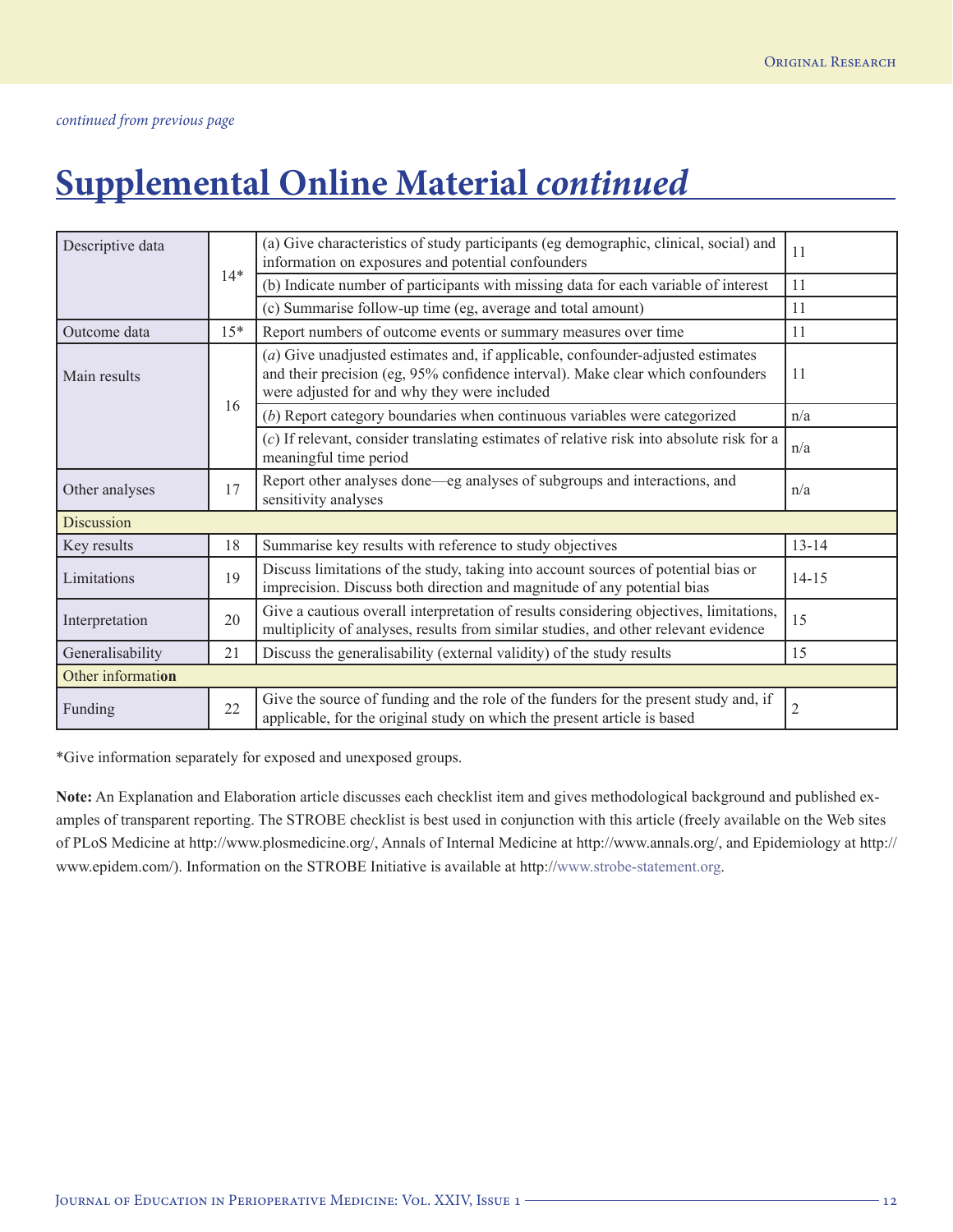*continued from previous page*

# Supplemental Online Material *continued*

| | | | |
|---|---|---|---|
| Descriptive data | 14* | (a) Give characteristics of study participants (eg demographic, clinical, social) and information on exposures and potential confounders | 11 |
| | | (b) Indicate number of participants with missing data for each variable of interest | 11 |
| | | (c) Summarise follow-up time (eg, average and total amount) | 11 |
| Outcome data | 15* | Report numbers of outcome events or summary measures over time | 11 |
| Main results | 16 | (*a*) Give unadjusted estimates and, if applicable, confounder-adjusted estimates and their precision (eg, 95% confidence interval). Make clear which confounders were adjusted for and why they were included | 11 |
| | | (*b*) Report category boundaries when continuous variables were categorized | n/a |
| | | (*c*) If relevant, consider translating estimates of relative risk into absolute risk for a meaningful time period | n/a |
| Other analyses | 17 | Report other analyses done—eg analyses of subgroups and interactions, and sensitivity analyses | n/a |
| Discussion | | | |
| Key results | 18 | Summarise key results with reference to study objectives | 13-14 |
| Limitations | 19 | Discuss limitations of the study, taking into account sources of potential bias or imprecision. Discuss both direction and magnitude of any potential bias | 14-15 |
| Interpretation | 20 | Give a cautious overall interpretation of results considering objectives, limitations, multiplicity of analyses, results from similar studies, and other relevant evidence | 15 |
| Generalisability | 21 | Discuss the generalisability (external validity) of the study results | 15 |
| Other information | | | |
| Funding | 22 | Give the source of funding and the role of the funders for the present study and, if applicable, for the original study on which the present article is based | 2 |

*Give information separately for exposed and unexposed groups.

**Note:** An Explanation and Elaboration article discusses each checklist item and gives methodological background and published examples of transparent reporting. The STROBE checklist is best used in conjunction with this article (freely available on the Web sites of PLoS Medicine at http://www.plosmedicine.org/, Annals of Internal Medicine at http://www.annals.org/, and Epidemiology at http://www.epidem.com/). Information on the STROBE Initiative is available at http://www.strobe-statement.org.